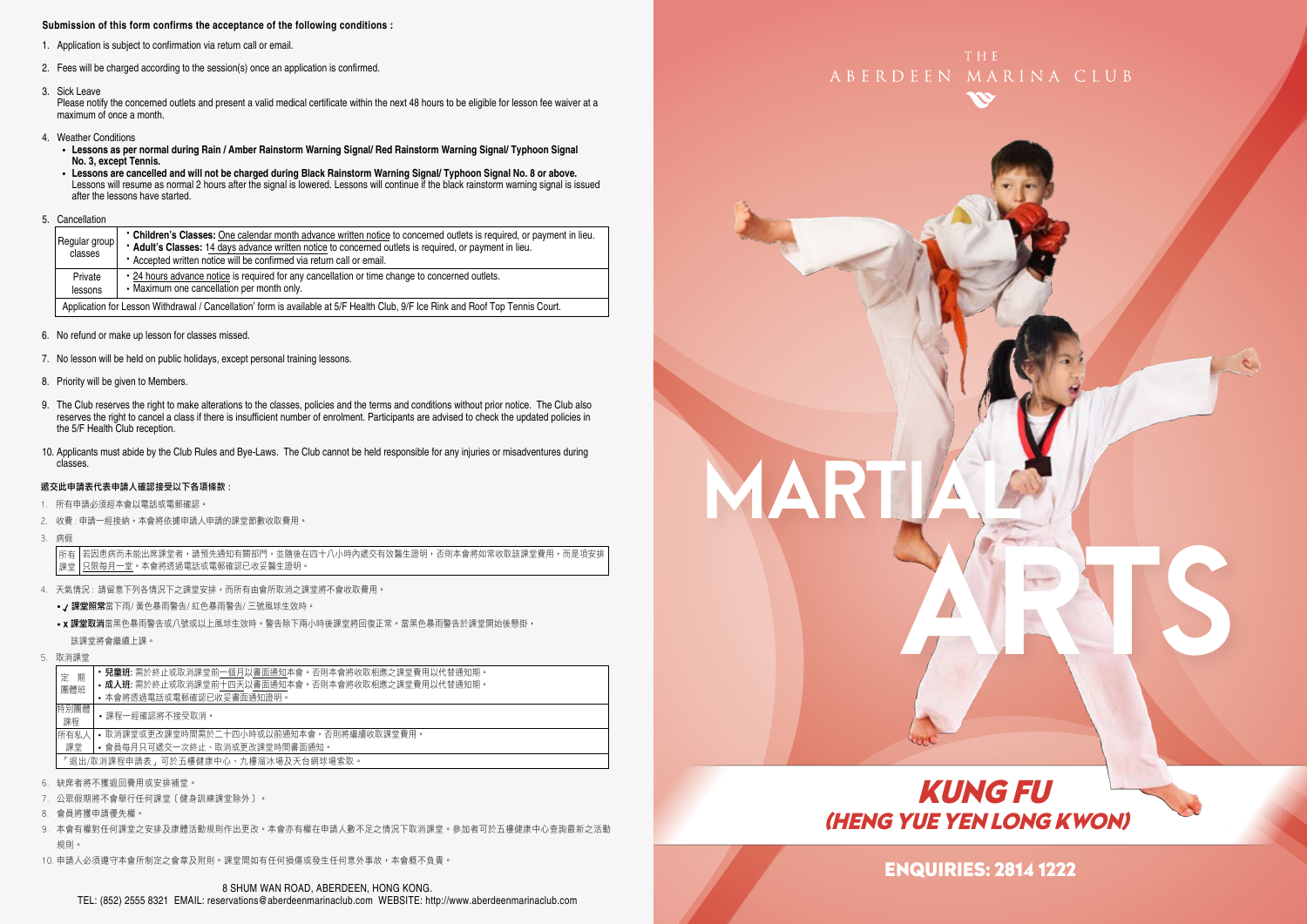**Submission of this form confirms the acceptance of the following conditions :**

1. Application is subject to confirmation via return call or email.
2. Fees will be charged according to the session(s) once an application is confirmed.
3. Sick Leave
   Please notify the concerned outlets and present a valid medical certificate within the next 48 hours to be eligible for lesson fee waiver at a maximum of once a month.
4. Weather Conditions
   - **Lessons as per normal during Rain / Amber Rainstorm Warning Signal/ Red Rainstorm Warning Signal/ Typhoon Signal No. 3, except Tennis.**
   - **Lessons are cancelled and will not be charged during Black Rainstorm Warning Signal/ Typhoon Signal No. 8 or above.** Lessons will resume as normal 2 hours after the signal is lowered. Lessons will continue if the black rainstorm warning signal is issued after the lessons have started.
5. Cancellation

| | |
|---|---|
| Regular group classes | • **Children's Classes:** One calendar month advance written notice to concerned outlets is required, or payment in lieu.<br>• **Adult's Classes:** 14 days advance written notice to concerned outlets is required, or payment in lieu.<br>• Accepted written notice will be confirmed via return call or email. |
| Private lessons | • 24 hours advance notice is required for any cancellation or time change to concerned outlets.<br>• Maximum one cancellation per month only. |
| Application for Lesson Withdrawal / Cancellation' form is available at 5/F Health Club, 9/F Ice Rink and Roof Top Tennis Court. | |

6. No refund or make up lesson for classes missed.
7. No lesson will be held on public holidays, except personal training lessons.
8. Priority will be given to Members.
9. The Club reserves the right to make alterations to the classes, policies and the terms and conditions without prior notice. The Club also reserves the right to cancel a class if there is insufficient number of enrolment. Participants are advised to check the updated policies in the 5/F Health Club reception.
10. Applicants must abide by the Club Rules and Bye-Laws. The Club cannot be held responsible for any injuries or misadventures during classes.

**遞交此申請表代表申請人確認接受以下各項條款：**

1. 所有申請必須經本會以電話或電郵確認。
2. 收費：申請一經接納，本會將依據申請人申請的課堂節數收取費用。
3. 病假

| | |
|---|---|
| 所有課堂 | 若因患病而未能出席課堂者，請預先通知有關部門，並隨後在四十八小時內遞交有效醫生證明，否則本會將如常收取該課堂費用，而是項安排只限每月一堂。本會將透過電話或電郵確認已收妥醫生證明。 |

4. 天氣情況：請留意下列各情況下之課堂安排，而所有由會所取消之課堂將不會收取費用。
   - ✓ **課堂照常**當下雨/ 黃色暴雨警告/ 紅色暴雨警告/ 三號風球生效時。
   - x **課堂取消**當黑色暴雨警告或八號或以上風球生效時。警告除下兩小時後課堂將回復正常。當黑色暴雨警告於課堂開始後懸掛，該課堂將會繼續上課。
5. 取消課堂

| | |
|---|---|
| 定期團體班 | • **兒童班:** 需於終止或取消課堂前一個月以書面通知本會。否則本會將收取相應之課堂費用以代替通知期。<br>• **成人班:** 需於終止或取消課堂前十四天以書面通知本會。否則本會將收取相應之課堂費用以代替通知期。<br>• 本會將透過電話或電郵確認已收妥書面通知證明。 |
| 特別團體課程 | • 課程一經確認將不接受取消。 |
| 所有私人課堂 | • 取消課堂或更改課堂時間需於二十四小時或以前通知本會，否則將繼續收取課堂費用。<br>• 會員每月只可遞交一次終止、取消或更改課堂時間書面通知。 |
| 「退出/取消課程申請表」可於五樓健康中心、九樓溜冰場及天台網球場索取。 | |

6. 缺席者將不獲退回費用或安排補堂。
7. 公眾假期將不會舉行任何課堂〔健身訓練課堂除外〕。
8. 會員將獲申請優先權。
9. 本會有權對任何課堂之安排及康體活動規則作出更改。本會亦有權在申請人數不足之情況下取消課堂。參加者可於五樓健康中心查詢最新之活動規則。
10. 申請人必須遵守本會所制定之會章及附則。課堂間如有任何損傷或發生任何意外事故，本會概不負責。

8 SHUM WAN ROAD, ABERDEEN, HONG KONG.
TEL: (852) 2555 8321 EMAIL: reservations@aberdeenmarinaclub.com WEBSITE: http://www.aberdeenmarinaclub.com

THE ABERDEEN MARINA CLUB

# MARTIAL ARTS

## *KUNG FU (HENG YUE YEN LONG KWON)*

**ENQUIRIES: 2814 1222**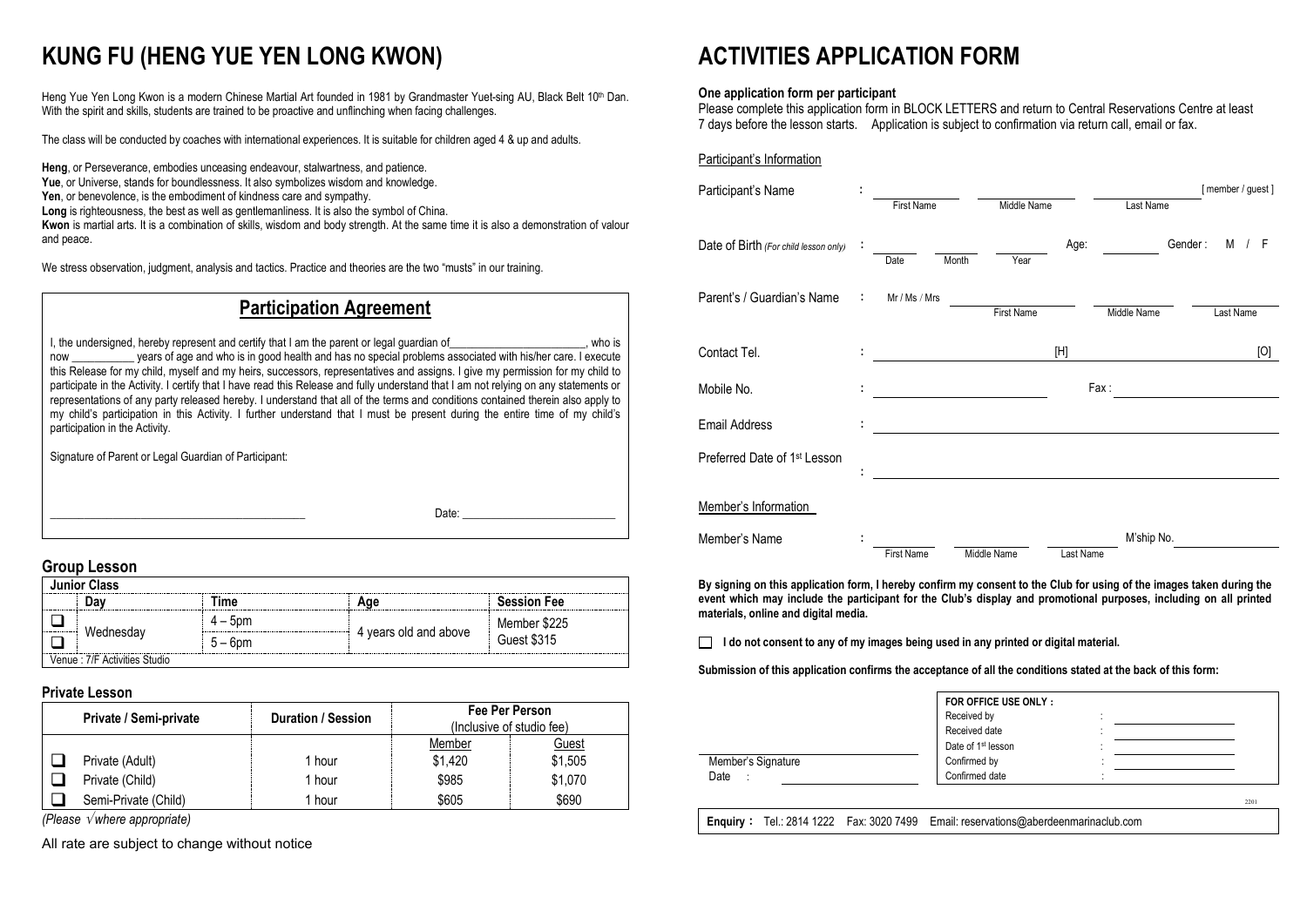# KUNG FU (HENG YUE YEN LONG KWON)

Heng Yue Yen Long Kwon is a modern Chinese Martial Art founded in 1981 by Grandmaster Yuet-sing AU, Black Belt 10th Dan. With the spirit and skills, students are trained to be proactive and unflinching when facing challenges.

The class will be conducted by coaches with international experiences. It is suitable for children aged 4 & up and adults.

**Heng**, or Perseverance, embodies unceasing endeavour, stalwartness, and patience.
**Yue**, or Universe, stands for boundlessness. It also symbolizes wisdom and knowledge.
**Yen**, or benevolence, is the embodiment of kindness care and sympathy.
**Long** is righteousness, the best as well as gentlemanliness. It is also the symbol of China.
**Kwon** is martial arts. It is a combination of skills, wisdom and body strength. At the same time it is also a demonstration of valour and peace.

We stress observation, judgment, analysis and tactics. Practice and theories are the two "musts" in our training.

## Participation Agreement

I, the undersigned, hereby represent and certify that I am the parent or legal guardian of________________________, who is now ___________ years of age and who is in good health and has no special problems associated with his/her care. I execute this Release for my child, myself and my heirs, successors, representatives and assigns. I give my permission for my child to participate in the Activity. I certify that I have read this Release and fully understand that I am not relying on any statements or representations of any party released hereby. I understand that all of the terms and conditions contained therein also apply to my child's participation in this Activity. I further understand that I must be present during the entire time of my child's participation in the Activity.

Signature of Parent or Legal Guardian of Participant:

______________________________________ Date: ________________________

## Group Lesson

| Junior Class | | | | |
|---|---|---|---|---|
| | Day | Time | Age | Session Fee |
| ❑ | Wednesday | 4 – 5pm | 4 years old and above | Member $225 Guest $315 |
| ❑ | | 5 – 6pm | | |
| Venue : 7/F Activities Studio | | | | |

## Private Lesson

| | Private / Semi-private | Duration / Session | Fee Per Person (Inclusive of studio fee) | |
|---|---|---|---|---|
| | | | Member | Guest |
| ❑ | Private (Adult) | 1 hour | $1,420 | $1,505 |
| ❑ | Private (Child) | 1 hour | $985 | $1,070 |
| ❑ | Semi-Private (Child) | 1 hour | $605 | $690 |

*(Please √ where appropriate)*

All rate are subject to change without notice

# ACTIVITIES APPLICATION FORM

**One application form per participant**
Please complete this application form in BLOCK LETTERS and return to Central Reservations Centre at least 7 days before the lesson starts. Application is subject to confirmation via return call, email or fax.

Participant's Information

Participant's Name : ____________ First Name ____________ Middle Name ____________ Last Name [ member / guest ]

Date of Birth *(For child lesson only)* : ______ Date ______ Month ______ Year Age: ______ Gender : M / F

Parent's / Guardian's Name : Mr / Ms / Mrs ____________ First Name ____________ Middle Name ____________ Last Name

Contact Tel. : ____________________ [H] ____________________ [O]

Mobile No. : ____________________ Fax : ____________________

Email Address : ________________________________________

Preferred Date of 1st Lesson : ________________________________________

Member's Information

Member's Name : ____________ First Name ____________ Middle Name ____________ Last Name M'ship No. ____________

**By signing on this application form, I hereby confirm my consent to the Club for using of the images taken during the event which may include the participant for the Club's display and promotional purposes, including on all printed materials, online and digital media.**

❑ **I do not consent to any of my images being used in any printed or digital material.**

**Submission of this application confirms the acceptance of all the conditions stated at the back of this form:**

______________________
Member's Signature
Date : ________________

**FOR OFFICE USE ONLY :**
Received by : ____________
Received date : ____________
Date of 1st lesson : ____________
Confirmed by : ____________
Confirmed date : ____________

2201

**Enquiry :** Tel.: 2814 1222 Fax: 3020 7499 Email: reservations@aberdeenmarinaclub.com